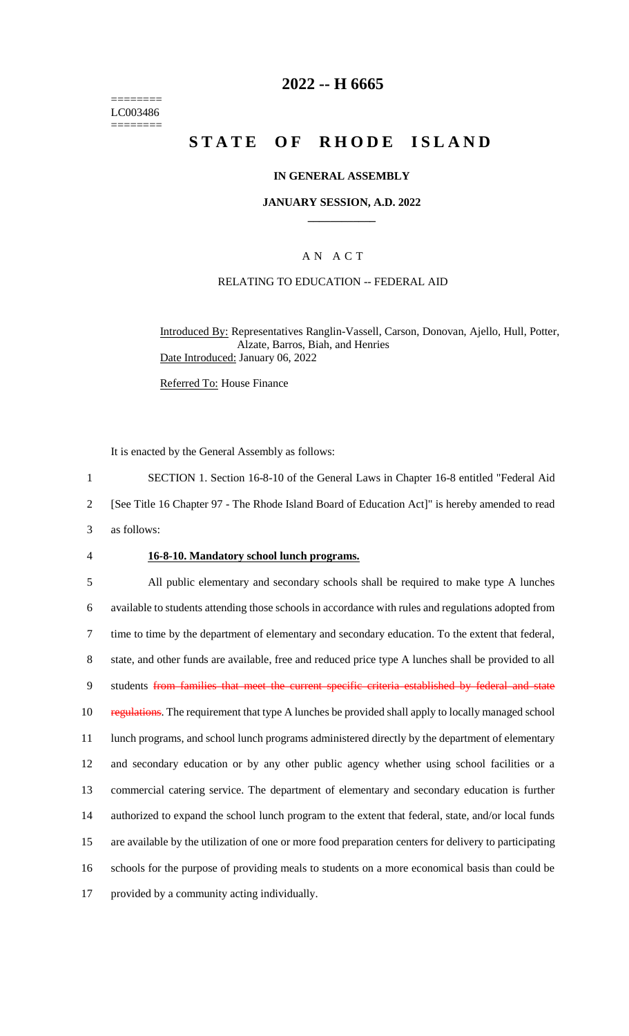========
LC003486
========

# 2022 -- H 6665

# STATE OF RHODE ISLAND

### IN GENERAL ASSEMBLY

### JANUARY SESSION, A.D. 2022

### A N A C T

RELATING TO EDUCATION -- FEDERAL AID

Introduced By: Representatives Ranglin-Vassell, Carson, Donovan, Ajello, Hull, Potter, Alzate, Barros, Biah, and Henries
Date Introduced: January 06, 2022

Referred To: House Finance

It is enacted by the General Assembly as follows:

1 SECTION 1. Section 16-8-10 of the General Laws in Chapter 16-8 entitled "Federal Aid
2 [See Title 16 Chapter 97 - The Rhode Island Board of Education Act]" is hereby amended to read
3 as follows:

4 **16-8-10. Mandatory school lunch programs.**

5 All public elementary and secondary schools shall be required to make type A lunches
6 available to students attending those schools in accordance with rules and regulations adopted from
7 time to time by the department of elementary and secondary education. To the extent that federal,
8 state, and other funds are available, free and reduced price type A lunches shall be provided to all
9 students ~~from families that meet the current specific criteria established by federal and state~~
10 ~~regulations~~. The requirement that type A lunches be provided shall apply to locally managed school
11 lunch programs, and school lunch programs administered directly by the department of elementary
12 and secondary education or by any other public agency whether using school facilities or a
13 commercial catering service. The department of elementary and secondary education is further
14 authorized to expand the school lunch program to the extent that federal, state, and/or local funds
15 are available by the utilization of one or more food preparation centers for delivery to participating
16 schools for the purpose of providing meals to students on a more economical basis than could be
17 provided by a community acting individually.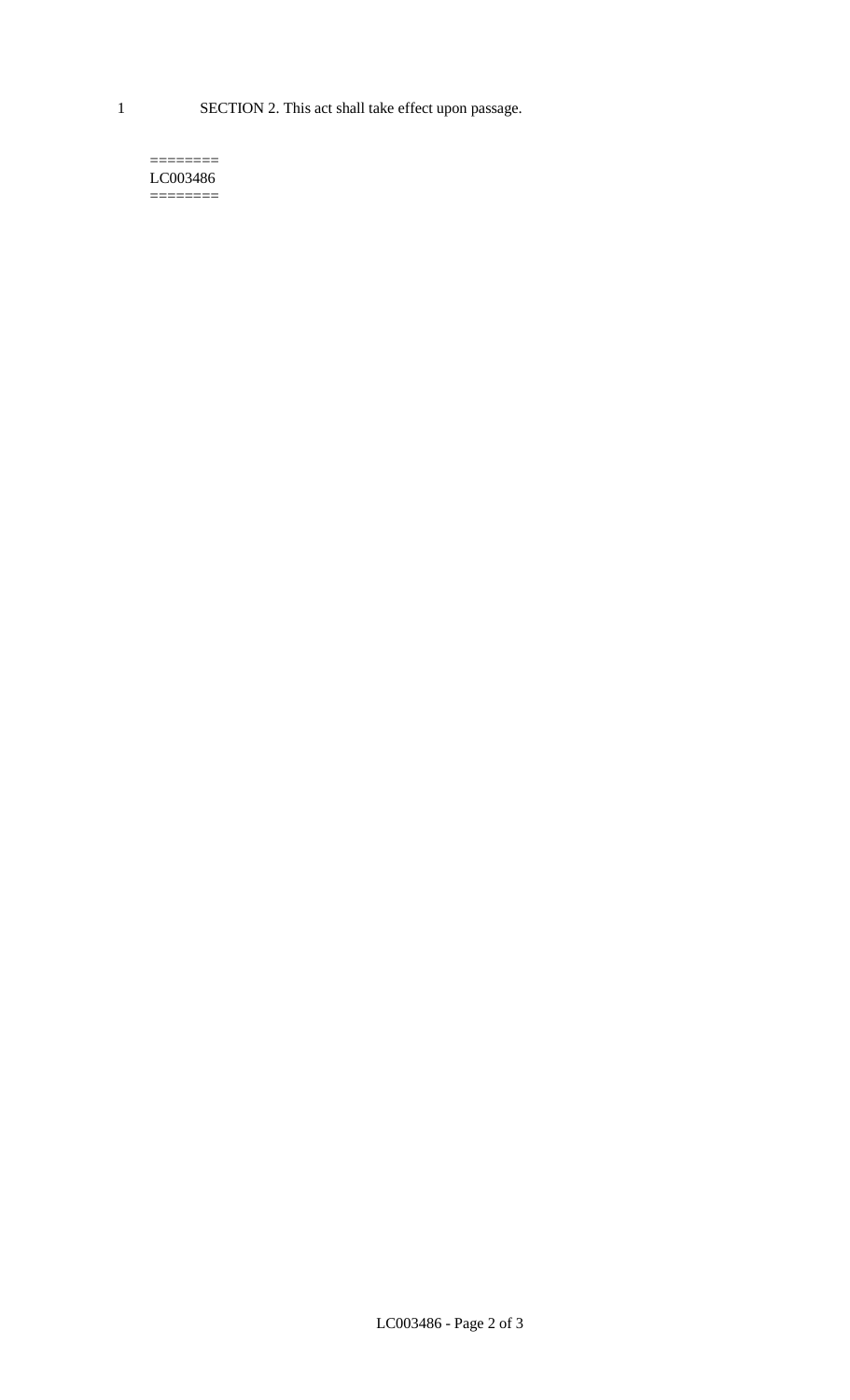SECTION 2. This act shall take effect upon passage.

========
LC003486
========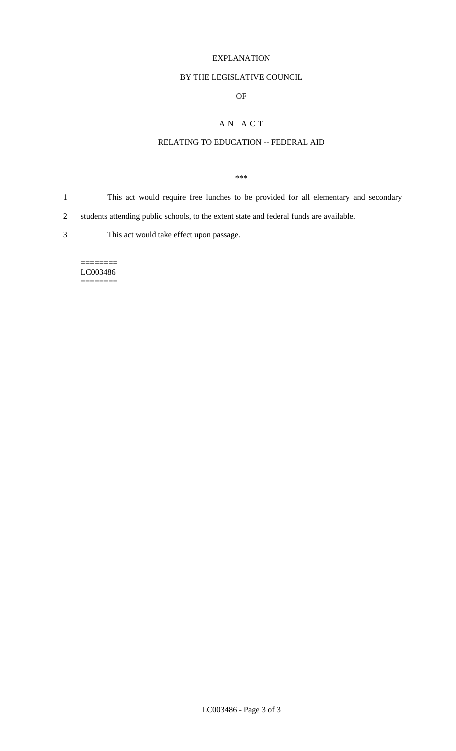EXPLANATION

BY THE LEGISLATIVE COUNCIL

OF

A N A C T

RELATING TO EDUCATION -- FEDERAL AID

\*\*\*

1 This act would require free lunches to be provided for all elementary and secondary

2 students attending public schools, to the extent state and federal funds are available.

3 This act would take effect upon passage.

========
LC003486
========